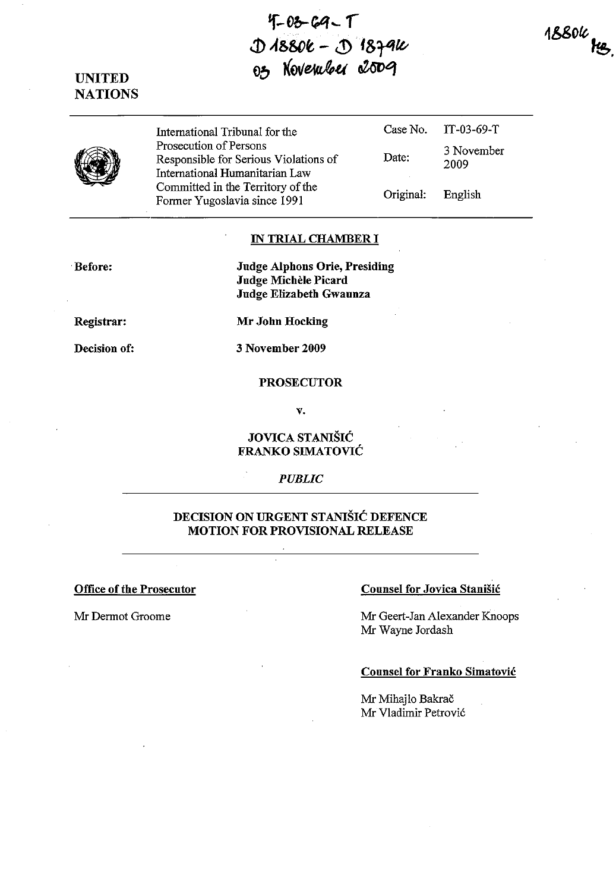IT-03-69-T
D 18806 - D 18794
03 November 2009

18806
MB.

UNITED NATIONS

| | | |
|---|---|---|
| International Tribunal for the Prosecution of Persons Responsible for Serious Violations of International Humanitarian Law Committed in the Territory of the Former Yugoslavia since 1991 | Case No. | IT-03-69-T |
| | Date: | 3 November 2009 |
| | Original: | English |

**IN TRIAL CHAMBER I**

**Before:** **Judge Alphons Orie, Presiding**
**Judge Michèle Picard**
**Judge Elizabeth Gwaunza**

**Registrar:** **Mr John Hocking**

**Decision of:** **3 November 2009**

**PROSECUTOR**

**v.**

**JOVICA STANIŠIĆ**
**FRANKO SIMATOVIĆ**

*PUBLIC*

**DECISION ON URGENT STANIŠIĆ DEFENCE MOTION FOR PROVISIONAL RELEASE**

**Office of the Prosecutor**

Mr Dermot Groome

**Counsel for Jovica Stanišić**

Mr Geert-Jan Alexander Knoops
Mr Wayne Jordash

**Counsel for Franko Simatović**

Mr Mihajlo Bakrač
Mr Vladimir Petrović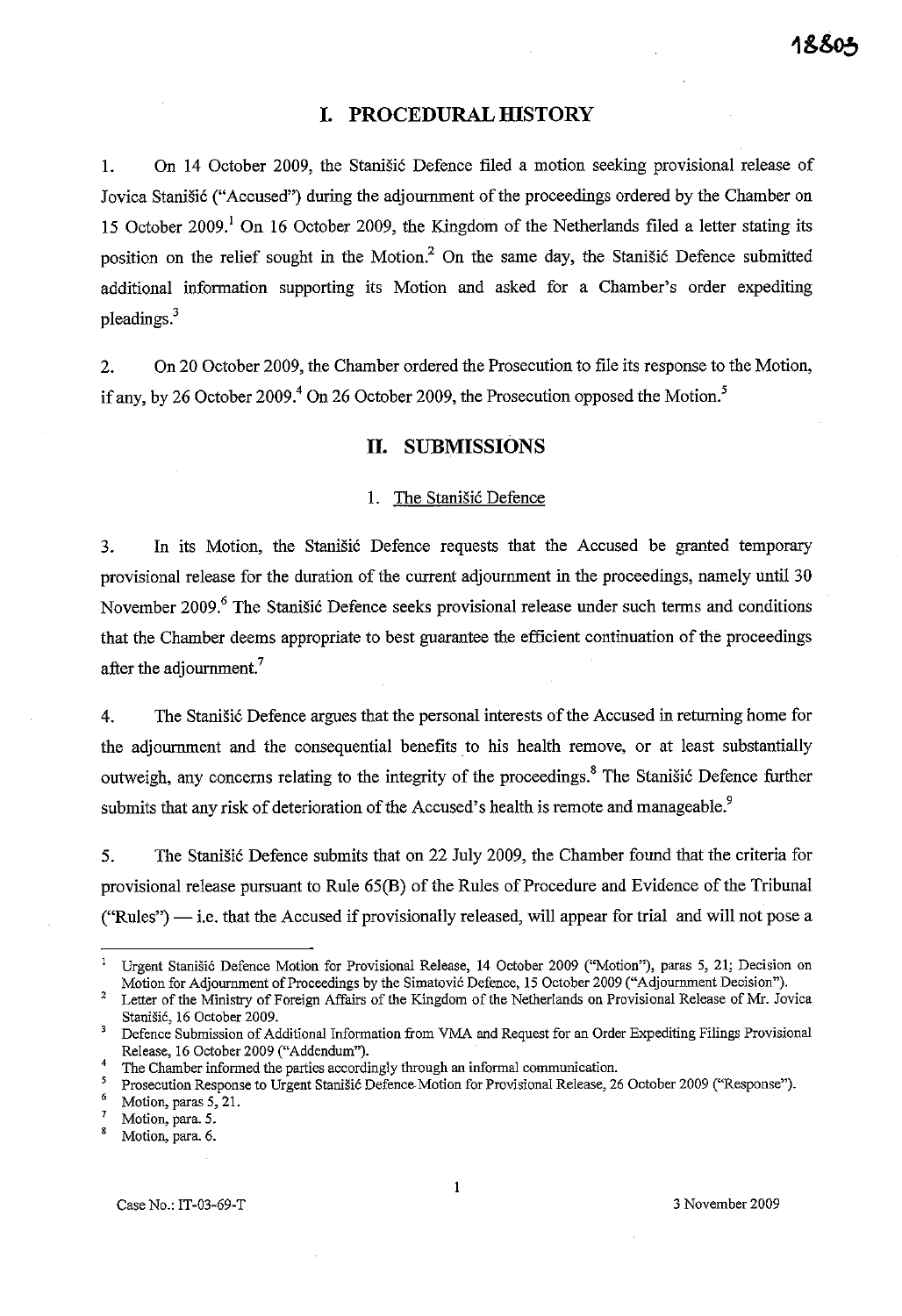## I. PROCEDURAL HISTORY

1. On 14 October 2009, the Stanišić Defence filed a motion seeking provisional release of Jovica Stanišić ("Accused") during the adjournment of the proceedings ordered by the Chamber on 15 October 2009.[1] On 16 October 2009, the Kingdom of the Netherlands filed a letter stating its position on the relief sought in the Motion.[2] On the same day, the Stanišić Defence submitted additional information supporting its Motion and asked for a Chamber's order expediting pleadings.[3]

2. On 20 October 2009, the Chamber ordered the Prosecution to file its response to the Motion, if any, by 26 October 2009.[4] On 26 October 2009, the Prosecution opposed the Motion.[5]

## II. SUBMISSIONS

### 1. The Stanišić Defence

3. In its Motion, the Stanišić Defence requests that the Accused be granted temporary provisional release for the duration of the current adjournment in the proceedings, namely until 30 November 2009.[6] The Stanišić Defence seeks provisional release under such terms and conditions that the Chamber deems appropriate to best guarantee the efficient continuation of the proceedings after the adjournment.[7]

4. The Stanišić Defence argues that the personal interests of the Accused in returning home for the adjournment and the consequential benefits to his health remove, or at least substantially outweigh, any concerns relating to the integrity of the proceedings.[8] The Stanišić Defence further submits that any risk of deterioration of the Accused's health is remote and manageable.[9]

5. The Stanišić Defence submits that on 22 July 2009, the Chamber found that the criteria for provisional release pursuant to Rule 65(B) of the Rules of Procedure and Evidence of the Tribunal ("Rules") — i.e. that the Accused if provisionally released, will appear for trial and will not pose a

---

[1] Urgent Stanišić Defence Motion for Provisional Release, 14 October 2009 ("Motion"), paras 5, 21; Decision on Motion for Adjournment of Proceedings by the Simatović Defence, 15 October 2009 ("Adjournment Decision").

[2] Letter of the Ministry of Foreign Affairs of the Kingdom of the Netherlands on Provisional Release of Mr. Jovica Stanišić, 16 October 2009.

[3] Defence Submission of Additional Information from VMA and Request for an Order Expediting Filings Provisional Release, 16 October 2009 ("Addendum").

[4] The Chamber informed the parties accordingly through an informal communication.

[5] Prosecution Response to Urgent Stanišić Defence Motion for Provisional Release, 26 October 2009 ("Response").

[6] Motion, paras 5, 21.

[7] Motion, para. 5.

[8] Motion, para. 6.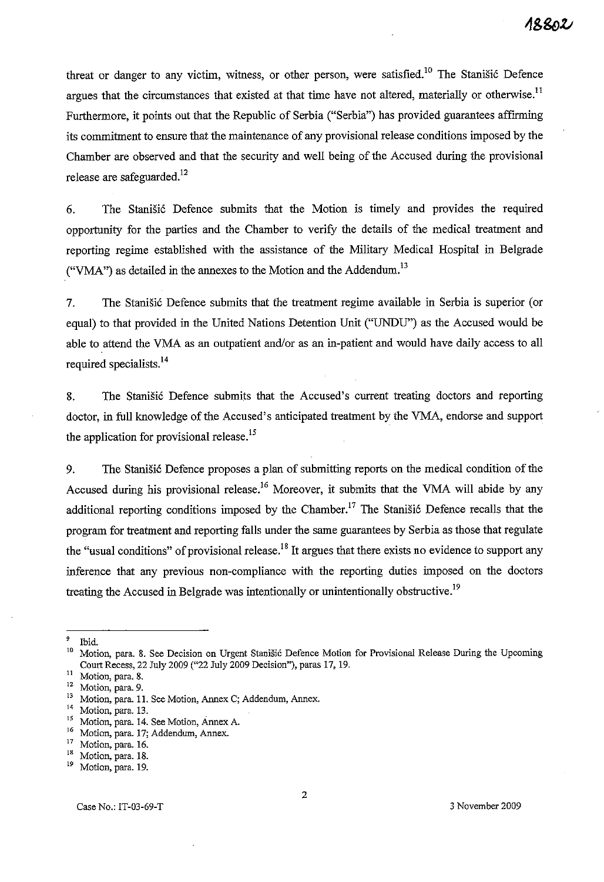threat or danger to any victim, witness, or other person, were satisfied.[10] The Stanišić Defence argues that the circumstances that existed at that time have not altered, materially or otherwise.[11] Furthermore, it points out that the Republic of Serbia ("Serbia") has provided guarantees affirming its commitment to ensure that the maintenance of any provisional release conditions imposed by the Chamber are observed and that the security and well being of the Accused during the provisional release are safeguarded.[12]

6. The Stanišić Defence submits that the Motion is timely and provides the required opportunity for the parties and the Chamber to verify the details of the medical treatment and reporting regime established with the assistance of the Military Medical Hospital in Belgrade ("VMA") as detailed in the annexes to the Motion and the Addendum.[13]

7. The Stanišić Defence submits that the treatment regime available in Serbia is superior (or equal) to that provided in the United Nations Detention Unit ("UNDU") as the Accused would be able to attend the VMA as an outpatient and/or as an in-patient and would have daily access to all required specialists.[14]

8. The Stanišić Defence submits that the Accused's current treating doctors and reporting doctor, in full knowledge of the Accused's anticipated treatment by the VMA, endorse and support the application for provisional release.[15]

9. The Stanišić Defence proposes a plan of submitting reports on the medical condition of the Accused during his provisional release.[16] Moreover, it submits that the VMA will abide by any additional reporting conditions imposed by the Chamber.[17] The Stanišić Defence recalls that the program for treatment and reporting falls under the same guarantees by Serbia as those that regulate the "usual conditions" of provisional release.[18] It argues that there exists no evidence to support any inference that any previous non-compliance with the reporting duties imposed on the doctors treating the Accused in Belgrade was intentionally or unintentionally obstructive.[19]

---

[9] Ibid.

[10] Motion, para. 8. See Decision on Urgent Stanišić Defence Motion for Provisional Release During the Upcoming Court Recess, 22 July 2009 ("22 July 2009 Decision"), paras 17, 19.

[11] Motion, para. 8.

[12] Motion, para. 9.

[13] Motion, para. 11. See Motion, Annex C; Addendum, Annex.

[14] Motion, para. 13.

[15] Motion, para. 14. See Motion, Annex A.

[16] Motion, para. 17; Addendum, Annex.

[17] Motion, para. 16.

[18] Motion, para. 18.

[19] Motion, para. 19.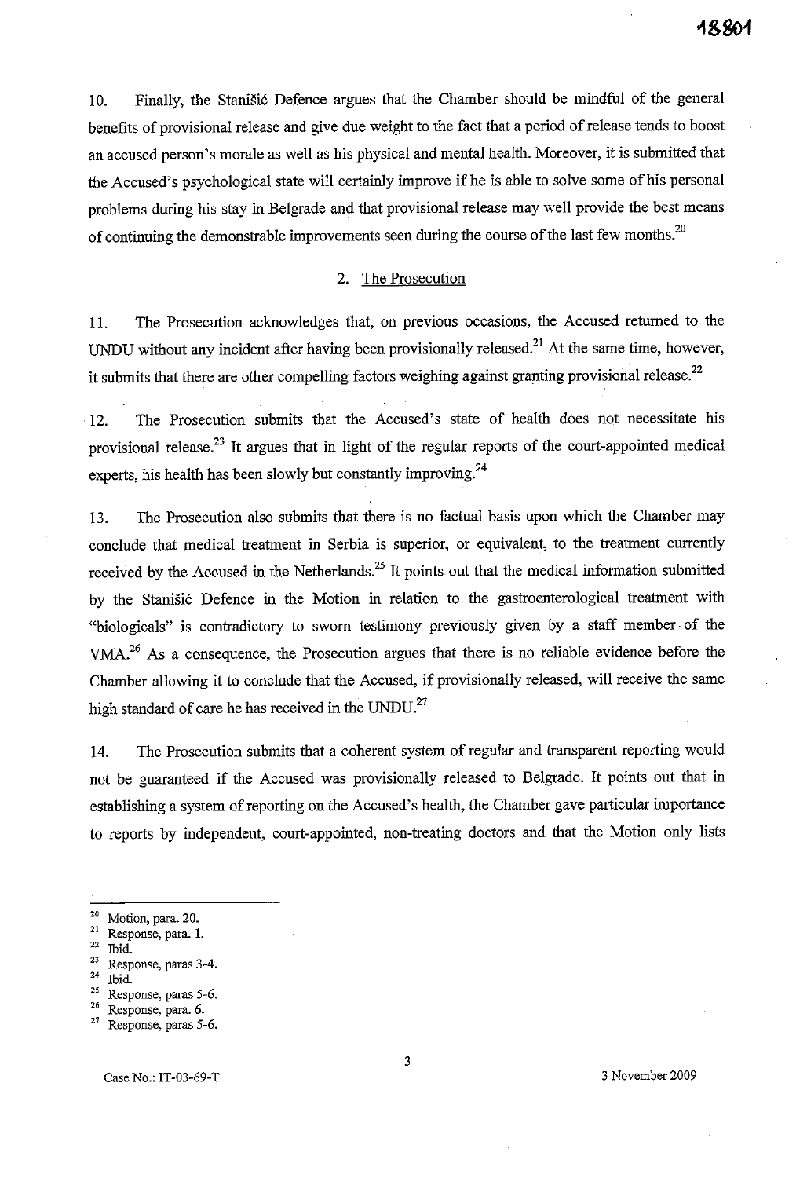10. Finally, the Stanišić Defence argues that the Chamber should be mindful of the general benefits of provisional release and give due weight to the fact that a period of release tends to boost an accused person's morale as well as his physical and mental health. Moreover, it is submitted that the Accused's psychological state will certainly improve if he is able to solve some of his personal problems during his stay in Belgrade and that provisional release may well provide the best means of continuing the demonstrable improvements seen during the course of the last few months.[20]

2. The Prosecution

11. The Prosecution acknowledges that, on previous occasions, the Accused returned to the UNDU without any incident after having been provisionally released.[21] At the same time, however, it submits that there are other compelling factors weighing against granting provisional release.[22]

12. The Prosecution submits that the Accused's state of health does not necessitate his provisional release.[23] It argues that in light of the regular reports of the court-appointed medical experts, his health has been slowly but constantly improving.[24]

13. The Prosecution also submits that there is no factual basis upon which the Chamber may conclude that medical treatment in Serbia is superior, or equivalent, to the treatment currently received by the Accused in the Netherlands.[25] It points out that the medical information submitted by the Stanišić Defence in the Motion in relation to the gastroenterological treatment with "biologicals" is contradictory to sworn testimony previously given by a staff member of the VMA.[26] As a consequence, the Prosecution argues that there is no reliable evidence before the Chamber allowing it to conclude that the Accused, if provisionally released, will receive the same high standard of care he has received in the UNDU.[27]

14. The Prosecution submits that a coherent system of regular and transparent reporting would not be guaranteed if the Accused was provisionally released to Belgrade. It points out that in establishing a system of reporting on the Accused's health, the Chamber gave particular importance to reports by independent, court-appointed, non-treating doctors and that the Motion only lists

---

[20] Motion, para. 20.
[21] Response, para. 1.
[22] Ibid.
[23] Response, paras 3-4.
[24] Ibid.
[25] Response, paras 5-6.
[26] Response, para. 6.
[27] Response, paras 5-6.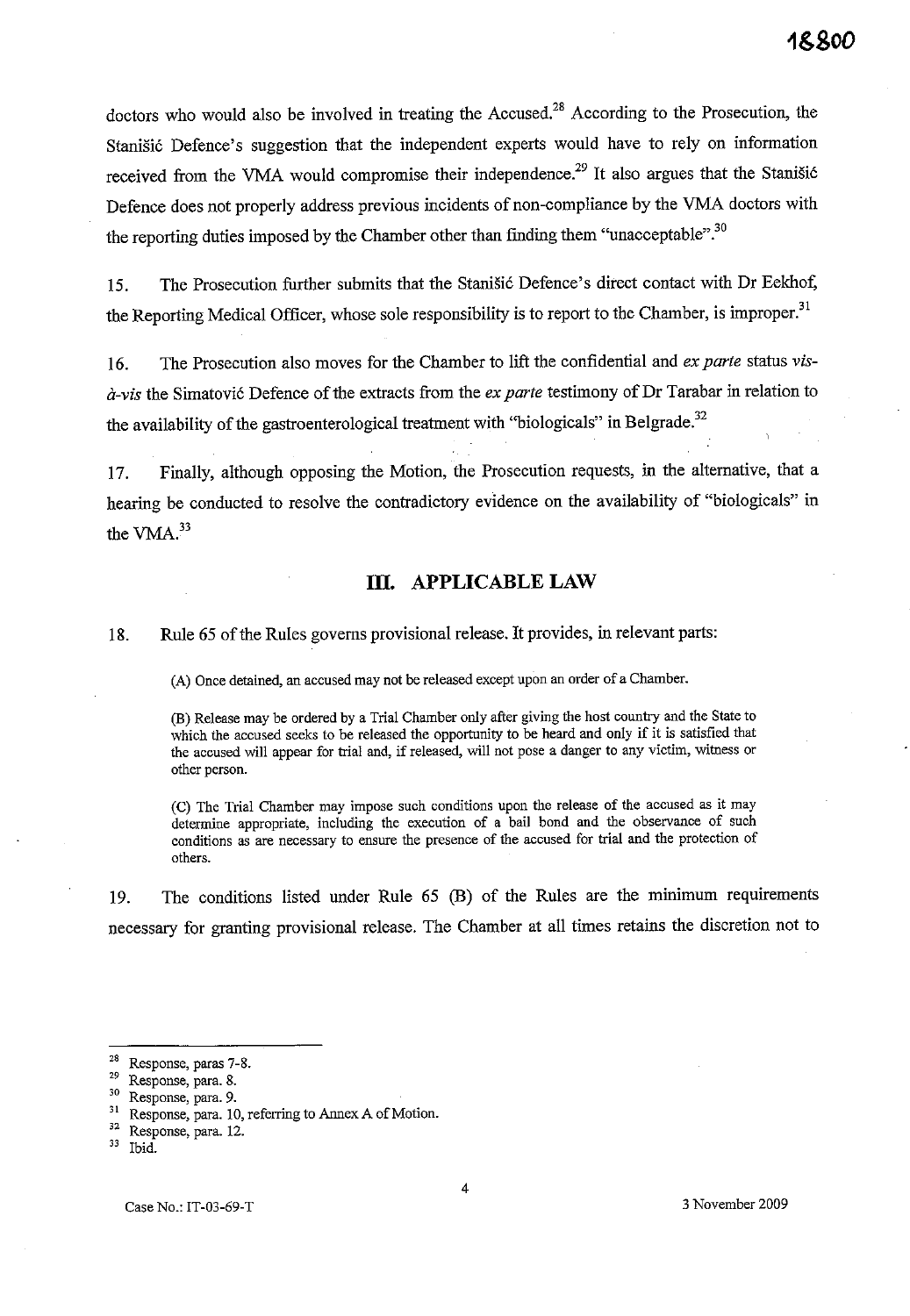doctors who would also be involved in treating the Accused.[28] According to the Prosecution, the Stanišić Defence's suggestion that the independent experts would have to rely on information received from the VMA would compromise their independence.[29] It also argues that the Stanišić Defence does not properly address previous incidents of non-compliance by the VMA doctors with the reporting duties imposed by the Chamber other than finding them "unacceptable".[30]

15. The Prosecution further submits that the Stanišić Defence's direct contact with Dr Eekhof, the Reporting Medical Officer, whose sole responsibility is to report to the Chamber, is improper.[31]

16. The Prosecution also moves for the Chamber to lift the confidential and *ex parte* status *vis-à-vis* the Simatović Defence of the extracts from the *ex parte* testimony of Dr Tarabar in relation to the availability of the gastroenterological treatment with "biologicals" in Belgrade.[32]

17. Finally, although opposing the Motion, the Prosecution requests, in the alternative, that a hearing be conducted to resolve the contradictory evidence on the availability of "biologicals" in the VMA.[33]

## III. APPLICABLE LAW

18. Rule 65 of the Rules governs provisional release. It provides, in relevant parts:

> (A) Once detained, an accused may not be released except upon an order of a Chamber.
>
> (B) Release may be ordered by a Trial Chamber only after giving the host country and the State to which the accused seeks to be released the opportunity to be heard and only if it is satisfied that the accused will appear for trial and, if released, will not pose a danger to any victim, witness or other person.
>
> (C) The Trial Chamber may impose such conditions upon the release of the accused as it may determine appropriate, including the execution of a bail bond and the observance of such conditions as are necessary to ensure the presence of the accused for trial and the protection of others.

19. The conditions listed under Rule 65 (B) of the Rules are the minimum requirements necessary for granting provisional release. The Chamber at all times retains the discretion not to

---

[28] Response, paras 7-8.

[29] Response, para. 8.

[30] Response, para. 9.

[31] Response, para. 10, referring to Annex A of Motion.

[32] Response, para. 12.

[33] Ibid.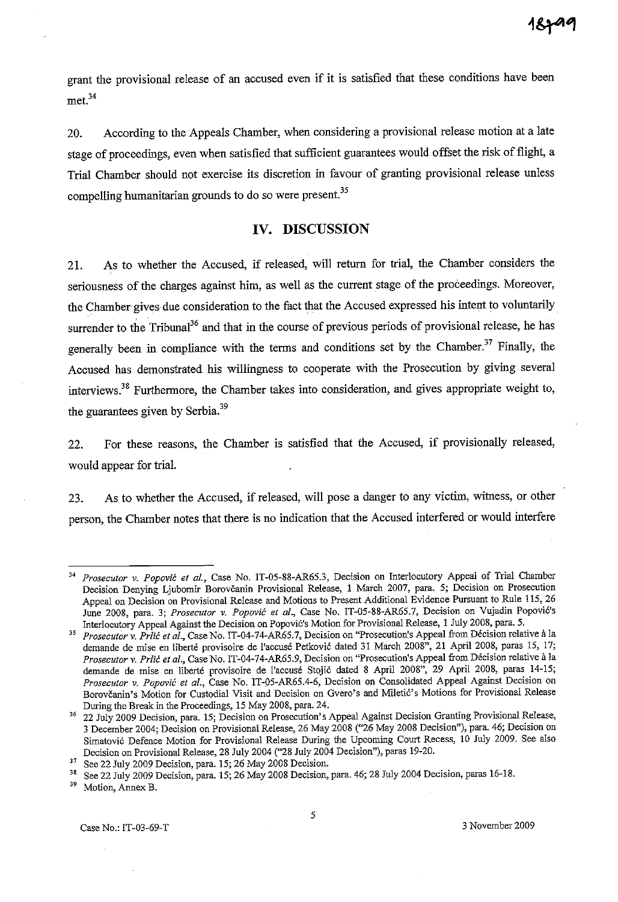grant the provisional release of an accused even if it is satisfied that these conditions have been met.[34]

20. According to the Appeals Chamber, when considering a provisional release motion at a late stage of proceedings, even when satisfied that sufficient guarantees would offset the risk of flight, a Trial Chamber should not exercise its discretion in favour of granting provisional release unless compelling humanitarian grounds to do so were present.[35]

## IV. DISCUSSION

21. As to whether the Accused, if released, will return for trial, the Chamber considers the seriousness of the charges against him, as well as the current stage of the proceedings. Moreover, the Chamber gives due consideration to the fact that the Accused expressed his intent to voluntarily surrender to the Tribunal[36] and that in the course of previous periods of provisional release, he has generally been in compliance with the terms and conditions set by the Chamber.[37] Finally, the Accused has demonstrated his willingness to cooperate with the Prosecution by giving several interviews.[38] Furthermore, the Chamber takes into consideration, and gives appropriate weight to, the guarantees given by Serbia.[39]

22. For these reasons, the Chamber is satisfied that the Accused, if provisionally released, would appear for trial.

23. As to whether the Accused, if released, will pose a danger to any victim, witness, or other person, the Chamber notes that there is no indication that the Accused interfered or would interfere

---

[34] *Prosecutor v. Popović et al.*, Case No. IT-05-88-AR65.3, Decision on Interlocutory Appeal of Trial Chamber Decision Denying Ljubomir Borovčanin Provisional Release, 1 March 2007, para. 5; Decision on Prosecution Appeal on Decision on Provisional Release and Motions to Present Additional Evidence Pursuant to Rule 115, 26 June 2008, para. 3; *Prosecutor v. Popović et al.*, Case No. IT-05-88-AR65.7, Decision on Vujadin Popović's Interlocutory Appeal Against the Decision on Popović's Motion for Provisional Release, 1 July 2008, para. 5.

[35] *Prosecutor v. Prlić et al.*, Case No. IT-04-74-AR65.7, Decision on "Prosecution's Appeal from Décision relative à la demande de mise en liberté provisoire de l'accusé Petković dated 31 March 2008", 21 April 2008, paras 15, 17; *Prosecutor v. Prlić et al.*, Case No. IT-04-74-AR65.9, Decision on "Prosecution's Appeal from Décision relative à la demande de mise en liberté provisoire de l'accusé Stojić dated 8 April 2008", 29 April 2008, paras 14-15; *Prosecutor v. Popović et al.*, Case No. IT-05-AR65.4-6, Decision on Consolidated Appeal Against Decision on Borovčanin's Motion for Custodial Visit and Decision on Gvero's and Miletić's Motions for Provisional Release During the Break in the Proceedings, 15 May 2008, para. 24.

[36] 22 July 2009 Decision, para. 15; Decision on Prosecution's Appeal Against Decision Granting Provisional Release, 3 December 2004; Decision on Provisional Release, 26 May 2008 ("26 May 2008 Decision"), para. 46; Decision on Simatović Defence Motion for Provisional Release During the Upcoming Court Recess, 10 July 2009. See also Decision on Provisional Release, 28 July 2004 ("28 July 2004 Decision"), paras 19-20.

[37] See 22 July 2009 Decision, para. 15; 26 May 2008 Decision.

[38] See 22 July 2009 Decision, para. 15; 26 May 2008 Decision, para. 46; 28 July 2004 Decision, paras 16-18.

[39] Motion, Annex B.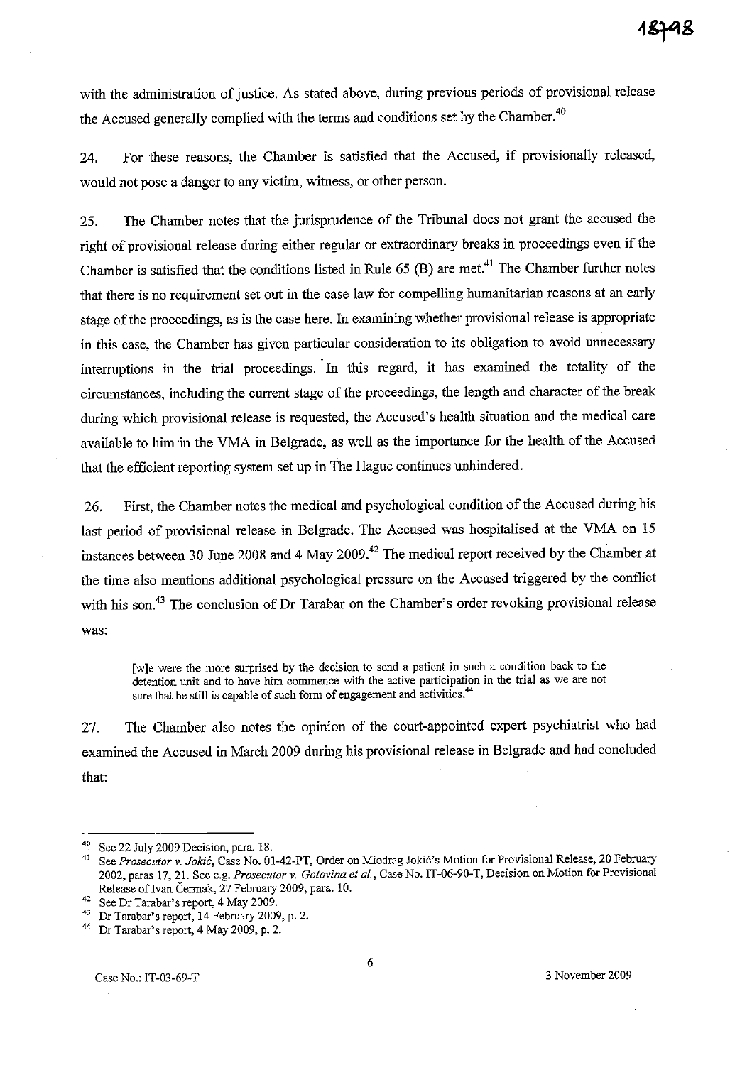with the administration of justice. As stated above, during previous periods of provisional release the Accused generally complied with the terms and conditions set by the Chamber.[40]

24. For these reasons, the Chamber is satisfied that the Accused, if provisionally released, would not pose a danger to any victim, witness, or other person.

25. The Chamber notes that the jurisprudence of the Tribunal does not grant the accused the right of provisional release during either regular or extraordinary breaks in proceedings even if the Chamber is satisfied that the conditions listed in Rule 65 (B) are met.[41] The Chamber further notes that there is no requirement set out in the case law for compelling humanitarian reasons at an early stage of the proceedings, as is the case here. In examining whether provisional release is appropriate in this case, the Chamber has given particular consideration to its obligation to avoid unnecessary interruptions in the trial proceedings. In this regard, it has examined the totality of the circumstances, including the current stage of the proceedings, the length and character of the break during which provisional release is requested, the Accused's health situation and the medical care available to him in the VMA in Belgrade, as well as the importance for the health of the Accused that the efficient reporting system set up in The Hague continues unhindered.

26. First, the Chamber notes the medical and psychological condition of the Accused during his last period of provisional release in Belgrade. The Accused was hospitalised at the VMA on 15 instances between 30 June 2008 and 4 May 2009.[42] The medical report received by the Chamber at the time also mentions additional psychological pressure on the Accused triggered by the conflict with his son.[43] The conclusion of Dr Tarabar on the Chamber's order revoking provisional release was:

> [w]e were the more surprised by the decision to send a patient in such a condition back to the detention unit and to have him commence with the active participation in the trial as we are not sure that he still is capable of such form of engagement and activities.[44]

27. The Chamber also notes the opinion of the court-appointed expert psychiatrist who had examined the Accused in March 2009 during his provisional release in Belgrade and had concluded that:

---

[40] See 22 July 2009 Decision, para. 18.

[41] See *Prosecutor v. Jokić*, Case No. 01-42-PT, Order on Miodrag Jokić's Motion for Provisional Release, 20 February 2002, paras 17, 21. See e.g. *Prosecutor v. Gotovina et al.*, Case No. IT-06-90-T, Decision on Motion for Provisional Release of Ivan Čermak, 27 February 2009, para. 10.

[42] See Dr Tarabar's report, 4 May 2009.

[43] Dr Tarabar's report, 14 February 2009, p. 2.

[44] Dr Tarabar's report, 4 May 2009, p. 2.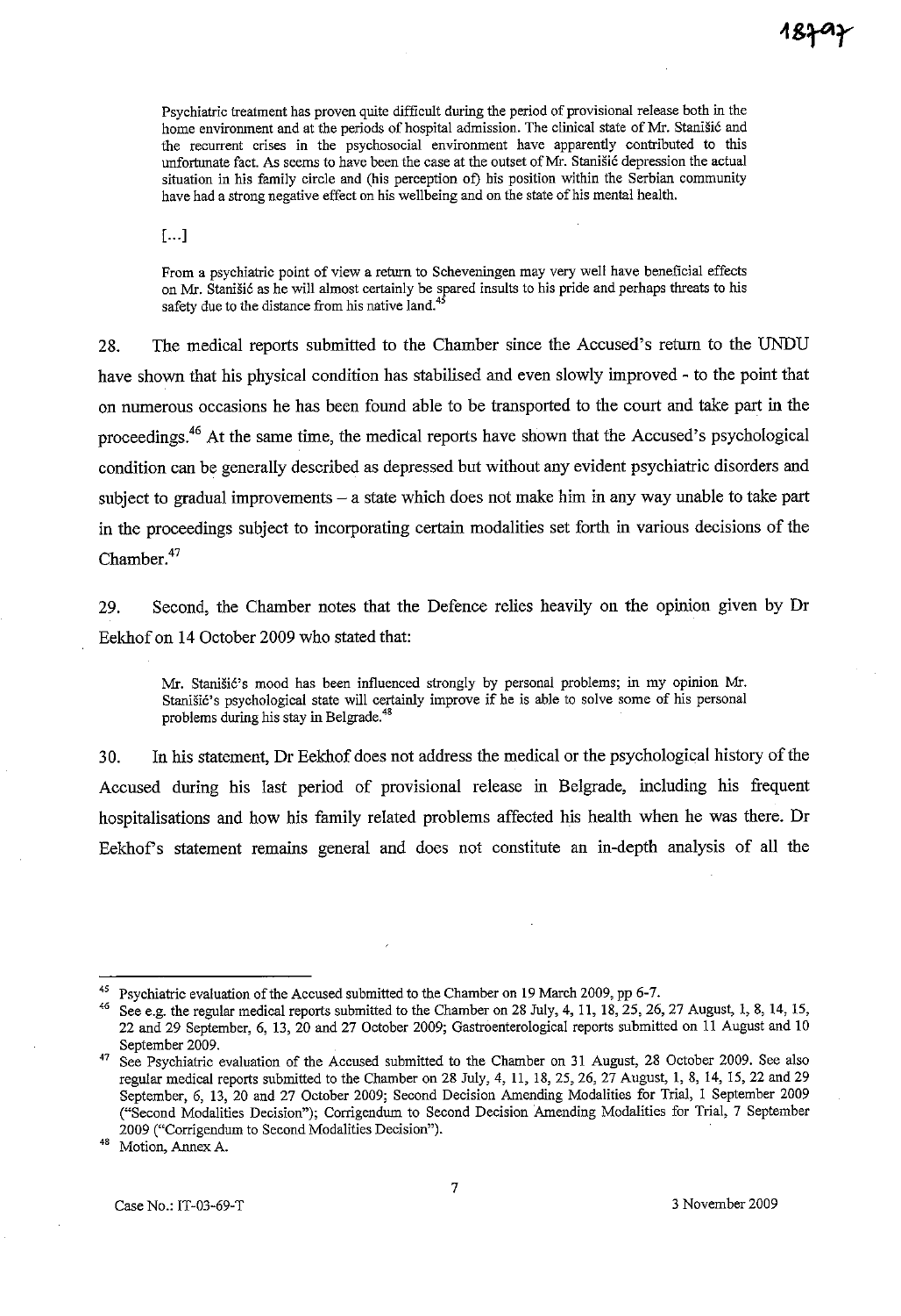> Psychiatric treatment has proven quite difficult during the period of provisional release both in the home environment and at the periods of hospital admission. The clinical state of Mr. Stanišić and the recurrent crises in the psychosocial environment have apparently contributed to this unfortunate fact. As seems to have been the case at the outset of Mr. Stanišić depression the actual situation in his family circle and (his perception of) his position within the Serbian community have had a strong negative effect on his wellbeing and on the state of his mental health.
>
> [...]
>
> From a psychiatric point of view a return to Scheveningen may very well have beneficial effects on Mr. Stanišić as he will almost certainly be spared insults to his pride and perhaps threats to his safety due to the distance from his native land.[45]

28. The medical reports submitted to the Chamber since the Accused's return to the UNDU have shown that his physical condition has stabilised and even slowly improved - to the point that on numerous occasions he has been found able to be transported to the court and take part in the proceedings.[46] At the same time, the medical reports have shown that the Accused's psychological condition can be generally described as depressed but without any evident psychiatric disorders and subject to gradual improvements – a state which does not make him in any way unable to take part in the proceedings subject to incorporating certain modalities set forth in various decisions of the Chamber.[47]

29. Second, the Chamber notes that the Defence relies heavily on the opinion given by Dr Eekhof on 14 October 2009 who stated that:

> Mr. Stanišić's mood has been influenced strongly by personal problems; in my opinion Mr. Stanišić's psychological state will certainly improve if he is able to solve some of his personal problems during his stay in Belgrade.[48]

30. In his statement, Dr Eekhof does not address the medical or the psychological history of the Accused during his last period of provisional release in Belgrade, including his frequent hospitalisations and how his family related problems affected his health when he was there. Dr Eekhof's statement remains general and does not constitute an in-depth analysis of all the

---

[45] Psychiatric evaluation of the Accused submitted to the Chamber on 19 March 2009, pp 6-7.

[46] See e.g. the regular medical reports submitted to the Chamber on 28 July, 4, 11, 18, 25, 26, 27 August, 1, 8, 14, 15, 22 and 29 September, 6, 13, 20 and 27 October 2009; Gastroenterological reports submitted on 11 August and 10 September 2009.

[47] See Psychiatric evaluation of the Accused submitted to the Chamber on 31 August, 28 October 2009. See also regular medical reports submitted to the Chamber on 28 July, 4, 11, 18, 25, 26, 27 August, 1, 8, 14, 15, 22 and 29 September, 6, 13, 20 and 27 October 2009; Second Decision Amending Modalities for Trial, 1 September 2009 ("Second Modalities Decision"); Corrigendum to Second Decision Amending Modalities for Trial, 7 September 2009 ("Corrigendum to Second Modalities Decision").

[48] Motion, Annex A.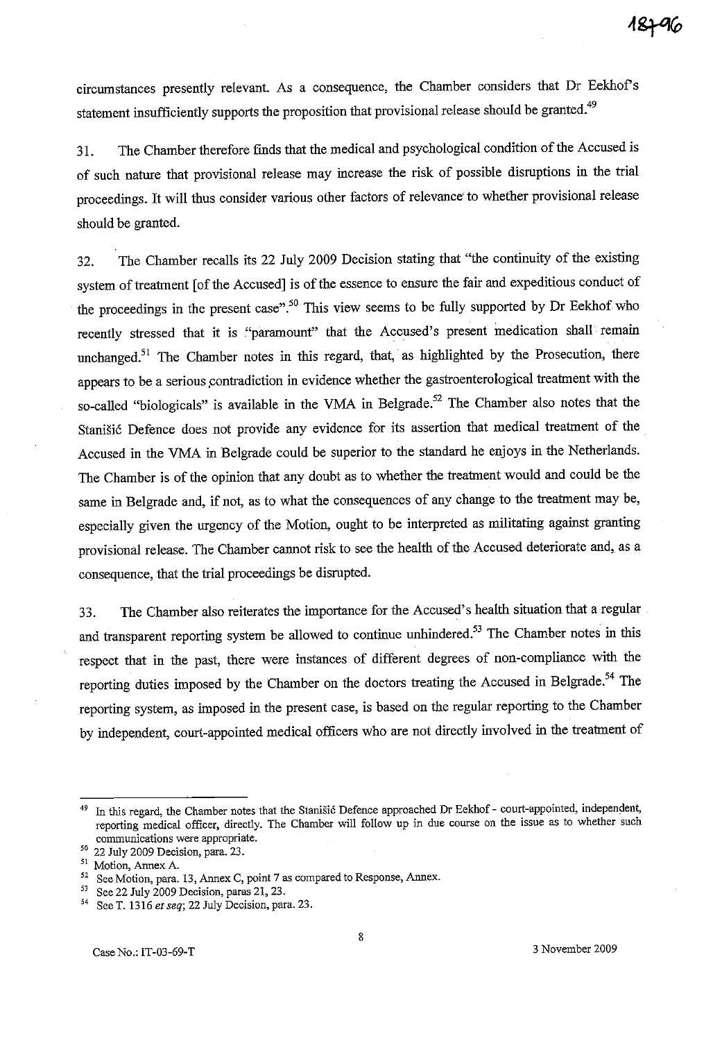circumstances presently relevant. As a consequence, the Chamber considers that Dr Eekhof's statement insufficiently supports the proposition that provisional release should be granted.[49]

31. The Chamber therefore finds that the medical and psychological condition of the Accused is of such nature that provisional release may increase the risk of possible disruptions in the trial proceedings. It will thus consider various other factors of relevance to whether provisional release should be granted.

32. The Chamber recalls its 22 July 2009 Decision stating that "the continuity of the existing system of treatment [of the Accused] is of the essence to ensure the fair and expeditious conduct of the proceedings in the present case".[50] This view seems to be fully supported by Dr Eekhof who recently stressed that it is "paramount" that the Accused's present medication shall remain unchanged.[51] The Chamber notes in this regard, that, as highlighted by the Prosecution, there appears to be a serious contradiction in evidence whether the gastroenterological treatment with the so-called "biologicals" is available in the VMA in Belgrade.[52] The Chamber also notes that the Stanišić Defence does not provide any evidence for its assertion that medical treatment of the Accused in the VMA in Belgrade could be superior to the standard he enjoys in the Netherlands. The Chamber is of the opinion that any doubt as to whether the treatment would and could be the same in Belgrade and, if not, as to what the consequences of any change to the treatment may be, especially given the urgency of the Motion, ought to be interpreted as militating against granting provisional release. The Chamber cannot risk to see the health of the Accused deteriorate and, as a consequence, that the trial proceedings be disrupted.

33. The Chamber also reiterates the importance for the Accused's health situation that a regular and transparent reporting system be allowed to continue unhindered.[53] The Chamber notes in this respect that in the past, there were instances of different degrees of non-compliance with the reporting duties imposed by the Chamber on the doctors treating the Accused in Belgrade.[54] The reporting system, as imposed in the present case, is based on the regular reporting to the Chamber by independent, court-appointed medical officers who are not directly involved in the treatment of

---

[49] In this regard, the Chamber notes that the Stanišić Defence approached Dr Eekhof - court-appointed, independent, reporting medical officer, directly. The Chamber will follow up in due course on the issue as to whether such communications were appropriate.

[50] 22 July 2009 Decision, para. 23.

[51] Motion, Annex A.

[52] See Motion, para. 13, Annex C, point 7 as compared to Response, Annex.

[53] See 22 July 2009 Decision, paras 21, 23.

[54] See T. 1316 *et seq*; 22 July Decision, para. 23.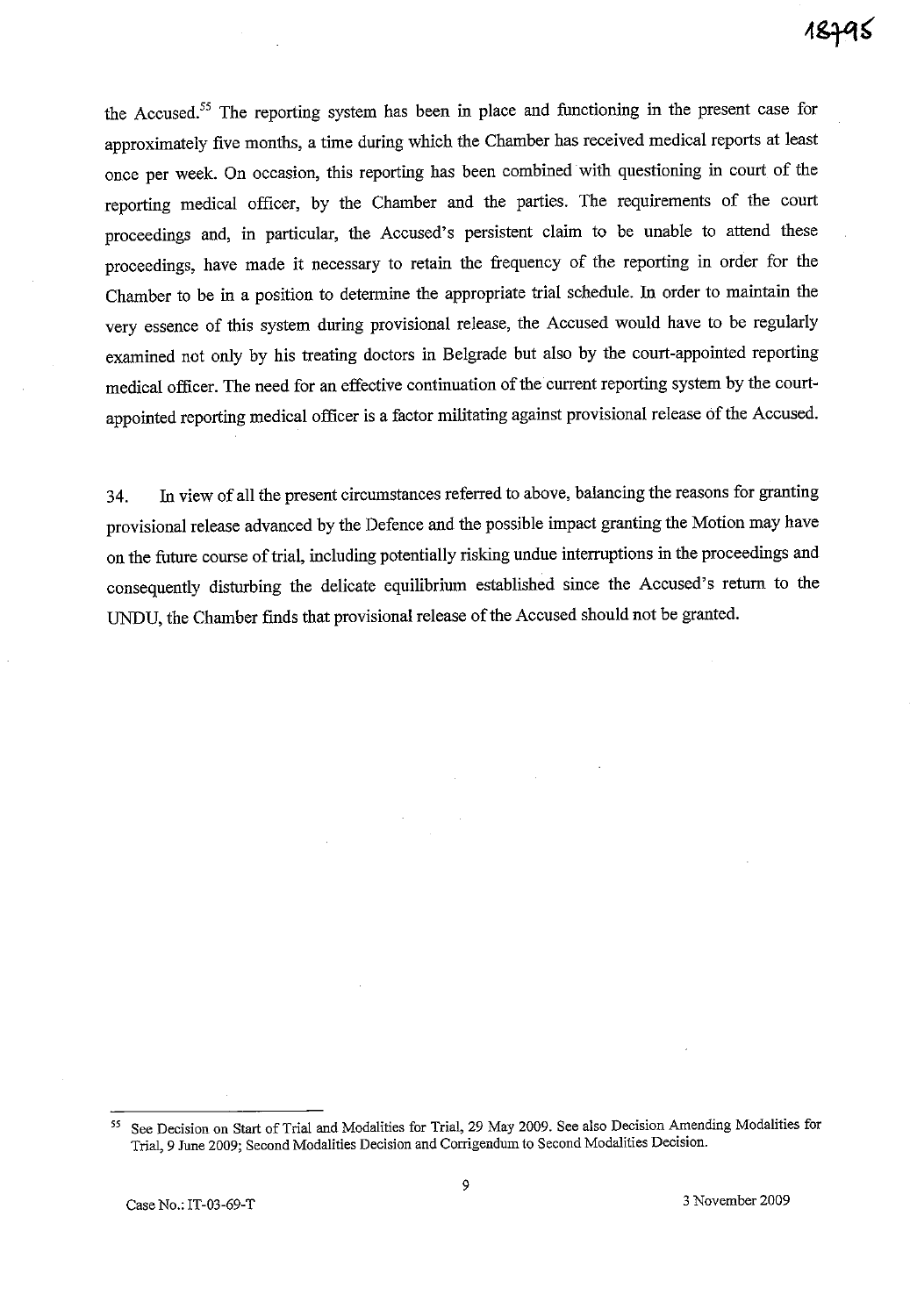the Accused.[55] The reporting system has been in place and functioning in the present case for approximately five months, a time during which the Chamber has received medical reports at least once per week. On occasion, this reporting has been combined with questioning in court of the reporting medical officer, by the Chamber and the parties. The requirements of the court proceedings and, in particular, the Accused's persistent claim to be unable to attend these proceedings, have made it necessary to retain the frequency of the reporting in order for the Chamber to be in a position to determine the appropriate trial schedule. In order to maintain the very essence of this system during provisional release, the Accused would have to be regularly examined not only by his treating doctors in Belgrade but also by the court-appointed reporting medical officer. The need for an effective continuation of the current reporting system by the court-appointed reporting medical officer is a factor militating against provisional release of the Accused.

34. In view of all the present circumstances referred to above, balancing the reasons for granting provisional release advanced by the Defence and the possible impact granting the Motion may have on the future course of trial, including potentially risking undue interruptions in the proceedings and consequently disturbing the delicate equilibrium established since the Accused's return to the UNDU, the Chamber finds that provisional release of the Accused should not be granted.

---

[55] See Decision on Start of Trial and Modalities for Trial, 29 May 2009. See also Decision Amending Modalities for Trial, 9 June 2009; Second Modalities Decision and Corrigendum to Second Modalities Decision.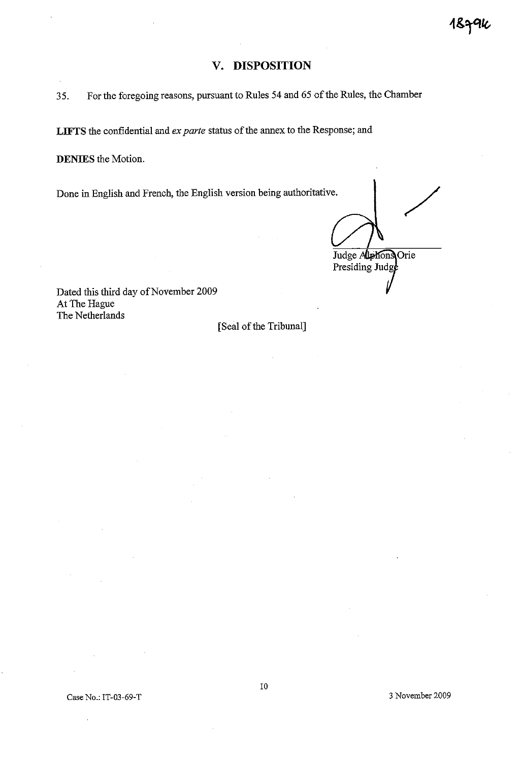## V. DISPOSITION

35. For the foregoing reasons, pursuant to Rules 54 and 65 of the Rules, the Chamber

**LIFTS** the confidential and *ex parte* status of the annex to the Response; and

**DENIES** the Motion.

Done in English and French, the English version being authoritative.

Judge Alphons Orie
Presiding Judge

Dated this third day of November 2009
At The Hague
The Netherlands

[Seal of the Tribunal]

Case No.: IT-03-69-T

3 November 2009